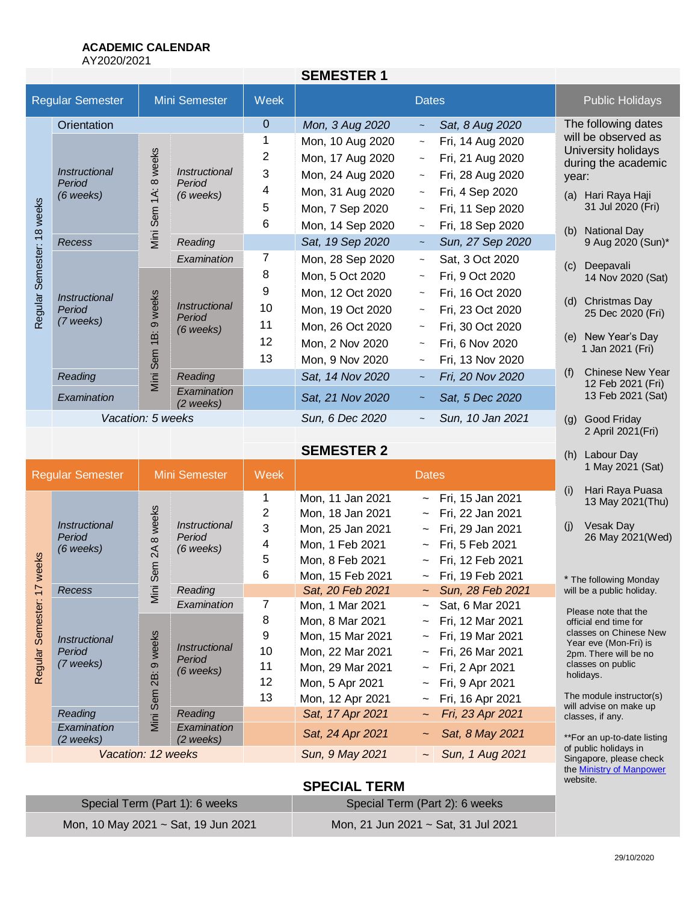**ACADEMIC CALENDAR**
AY2020/2021

## SEMESTER 1

| Regular Semester | | Mini Semester | | Week | Dates | | |
|---|---|---|---|---|---|---|---|
| Regular Semester: 18 weeks | Orientation | | | 0 | *Mon, 3 Aug 2020* | ~ | *Sat, 8 Aug 2020* |
| | *Instructional Period (6 weeks)* | Mini Sem 1A: 8 weeks | *Instructional Period (6 weeks)* | 1 | Mon, 10 Aug 2020 | ~ | Fri, 14 Aug 2020 |
| | | | | 2 | Mon, 17 Aug 2020 | ~ | Fri, 21 Aug 2020 |
| | | | | 3 | Mon, 24 Aug 2020 | ~ | Fri, 28 Aug 2020 |
| | | | | 4 | Mon, 31 Aug 2020 | ~ | Fri, 4 Sep 2020 |
| | | | | 5 | Mon, 7 Sep 2020 | ~ | Fri, 11 Sep 2020 |
| | | | | 6 | Mon, 14 Sep 2020 | ~ | Fri, 18 Sep 2020 |
| | *Recess* | | *Reading* | | *Sat, 19 Sep 2020* | ~ | *Sun, 27 Sep 2020* |
| | *Instructional Period (7 weeks)* | | *Examination* | 7 | Mon, 28 Sep 2020 | ~ | Sat, 3 Oct 2020 |
| | | Mini Sem 1B: 9 weeks | *Instructional Period (6 weeks)* | 8 | Mon, 5 Oct 2020 | ~ | Fri, 9 Oct 2020 |
| | | | | 9 | Mon, 12 Oct 2020 | ~ | Fri, 16 Oct 2020 |
| | | | | 10 | Mon, 19 Oct 2020 | ~ | Fri, 23 Oct 2020 |
| | | | | 11 | Mon, 26 Oct 2020 | ~ | Fri, 30 Oct 2020 |
| | | | | 12 | Mon, 2 Nov 2020 | ~ | Fri, 6 Nov 2020 |
| | | | | 13 | Mon, 9 Nov 2020 | ~ | Fri, 13 Nov 2020 |
| | *Reading* | | *Reading* | | *Sat, 14 Nov 2020* | ~ | *Fri, 20 Nov 2020* |
| | *Examination* | | *Examination (2 weeks)* | | *Sat, 21 Nov 2020* | ~ | *Sat, 5 Dec 2020* |
| | *Vacation: 5 weeks* | | | | *Sun, 6 Dec 2020* | ~ | *Sun, 10 Jan 2021* |

## SEMESTER 2

| Regular Semester | | Mini Semester | | Week | Dates | | |
|---|---|---|---|---|---|---|---|
| Regular Semester: 17 weeks | *Instructional Period (6 weeks)* | Mini Sem 2A 8 weeks | *Instructional Period (6 weeks)* | 1 | Mon, 11 Jan 2021 | ~ | Fri, 15 Jan 2021 |
| | | | | 2 | Mon, 18 Jan 2021 | ~ | Fri, 22 Jan 2021 |
| | | | | 3 | Mon, 25 Jan 2021 | ~ | Fri, 29 Jan 2021 |
| | | | | 4 | Mon, 1 Feb 2021 | ~ | Fri, 5 Feb 2021 |
| | | | | 5 | Mon, 8 Feb 2021 | ~ | Fri, 12 Feb 2021 |
| | | | | 6 | Mon, 15 Feb 2021 | ~ | Fri, 19 Feb 2021 |
| | *Recess* | | *Reading* | | *Sat, 20 Feb 2021* | ~ | *Sun, 28 Feb 2021* |
| | *Instructional Period (7 weeks)* | | *Examination* | 7 | Mon, 1 Mar 2021 | ~ | Sat, 6 Mar 2021 |
| | | Mini Sem 2B: 9 weeks | *Instructional Period (6 weeks)* | 8 | Mon, 8 Mar 2021 | ~ | Fri, 12 Mar 2021 |
| | | | | 9 | Mon, 15 Mar 2021 | ~ | Fri, 19 Mar 2021 |
| | | | | 10 | Mon, 22 Mar 2021 | ~ | Fri, 26 Mar 2021 |
| | | | | 11 | Mon, 29 Mar 2021 | ~ | Fri, 2 Apr 2021 |
| | | | | 12 | Mon, 5 Apr 2021 | ~ | Fri, 9 Apr 2021 |
| | | | | 13 | Mon, 12 Apr 2021 | ~ | Fri, 16 Apr 2021 |
| | *Reading* | | *Reading* | | *Sat, 17 Apr 2021* | ~ | *Fri, 23 Apr 2021* |
| | *Examination (2 weeks)* | | *Examination (2 weeks)* | | *Sat, 24 Apr 2021* | ~ | *Sat, 8 May 2021* |
| | *Vacation: 12 weeks* | | | | *Sun, 9 May 2021* | ~ | *Sun, 1 Aug 2021* |

## SPECIAL TERM

| Special Term (Part 1): 6 weeks | Special Term (Part 2): 6 weeks |
|---|---|
| Mon, 10 May 2021 ~ Sat, 19 Jun 2021 | Mon, 21 Jun 2021 ~ Sat, 31 Jul 2021 |

## Public Holidays

The following dates will be observed as University holidays during the academic year:

(a) Hari Raya Haji
31 Jul 2020 (Fri)

(b) National Day
9 Aug 2020 (Sun)*

(c) Deepavali
14 Nov 2020 (Sat)

(d) Christmas Day
25 Dec 2020 (Fri)

(e) New Year's Day
1 Jan 2021 (Fri)

(f) Chinese New Year
12 Feb 2021 (Fri)
13 Feb 2021 (Sat)

(g) Good Friday
2 April 2021(Fri)

(h) Labour Day
1 May 2021 (Sat)

(i) Hari Raya Puasa
13 May 2021(Thu)

(j) Vesak Day
26 May 2021(Wed)

* The following Monday will be a public holiday.

Please note that the official end time for classes on Chinese New Year eve (Mon-Fri) is 2pm. There will be no classes on public holidays.

The module instructor(s) will advise on make up classes, if any.

**For an up-to-date listing of public holidays in Singapore, please check the Ministry of Manpower website.

29/10/2020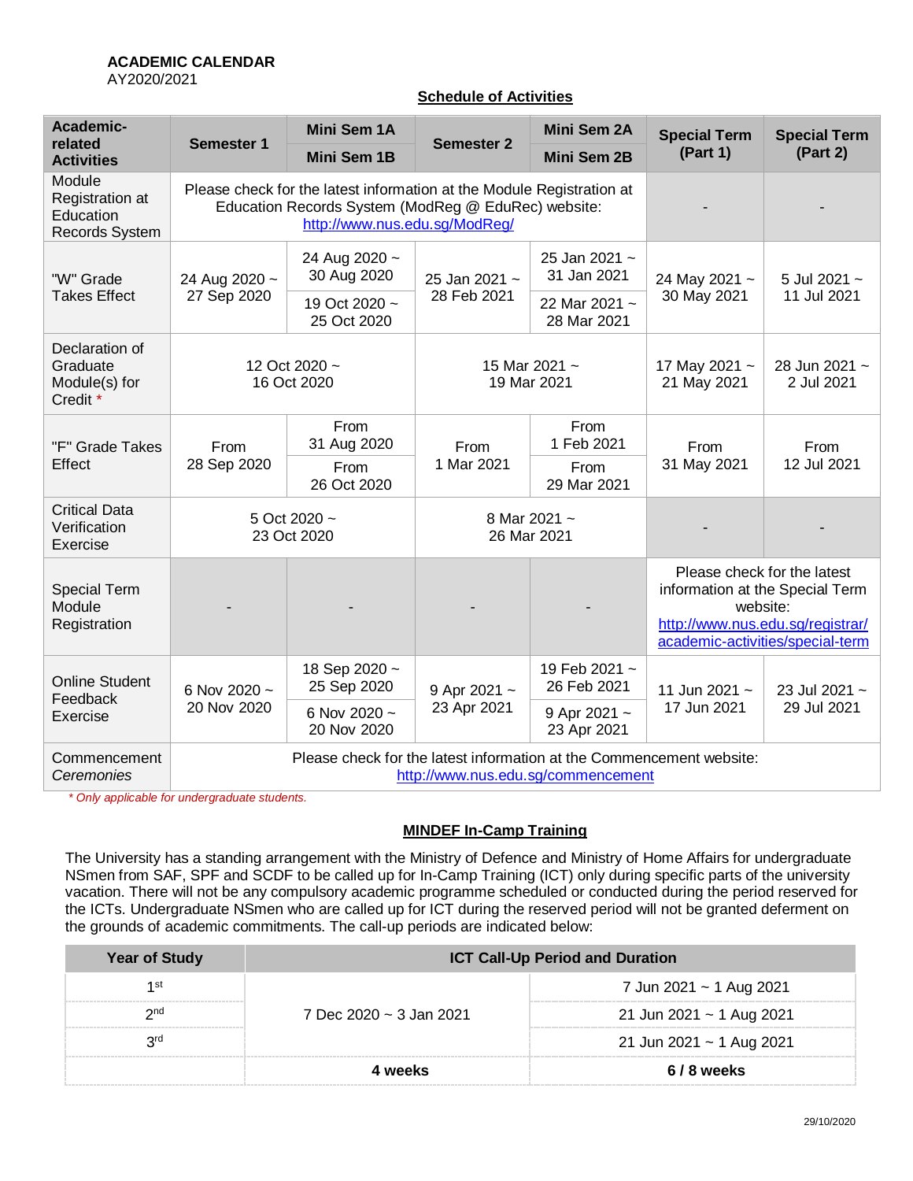**ACADEMIC CALENDAR**
AY2020/2021

**Schedule of Activities**

| Academic-related Activities | Semester 1 | Mini Sem 1A / Mini Sem 1B | Semester 2 | Mini Sem 2A / Mini Sem 2B | Special Term (Part 1) | Special Term (Part 2) |
|---|---|---|---|---|---|---|
| Module Registration at Education Records System | Please check for the latest information at the Module Registration at Education Records System (ModReg @ EduRec) website: http://www.nus.edu.sg/ModReg/ | | | | - | - |
| "W" Grade Takes Effect | 24 Aug 2020 ~ 27 Sep 2020 | 24 Aug 2020 ~ 30 Aug 2020 / 19 Oct 2020 ~ 25 Oct 2020 | 25 Jan 2021 ~ 28 Feb 2021 | 25 Jan 2021 ~ 31 Jan 2021 / 22 Mar 2021 ~ 28 Mar 2021 | 24 May 2021 ~ 30 May 2021 | 5 Jul 2021 ~ 11 Jul 2021 |
| Declaration of Graduate Module(s) for Credit * | 12 Oct 2020 ~ 16 Oct 2020 | | 15 Mar 2021 ~ 19 Mar 2021 | | 17 May 2021 ~ 21 May 2021 | 28 Jun 2021 ~ 2 Jul 2021 |
| "F" Grade Takes Effect | From 28 Sep 2020 | From 31 Aug 2020 / From 26 Oct 2020 | From 1 Mar 2021 | From 1 Feb 2021 / From 29 Mar 2021 | From 31 May 2021 | From 12 Jul 2021 |
| Critical Data Verification Exercise | 5 Oct 2020 ~ 23 Oct 2020 | | 8 Mar 2021 ~ 26 Mar 2021 | | - | - |
| Special Term Module Registration | - | - | - | - | Please check for the latest information at the Special Term website: http://www.nus.edu.sg/registrar/academic-activities/special-term | |
| Online Student Feedback Exercise | 6 Nov 2020 ~ 20 Nov 2020 | 18 Sep 2020 ~ 25 Sep 2020 / 6 Nov 2020 ~ 20 Nov 2020 | 9 Apr 2021 ~ 23 Apr 2021 | 19 Feb 2021 ~ 26 Feb 2021 / 9 Apr 2021 ~ 23 Apr 2021 | 11 Jun 2021 ~ 17 Jun 2021 | 23 Jul 2021 ~ 29 Jul 2021 |
| Commencement *Ceremonies* | Please check for the latest information at the Commencement website: http://www.nus.edu.sg/commencement | | | | | |

*\* Only applicable for undergraduate students.*

**MINDEF In-Camp Training**

The University has a standing arrangement with the Ministry of Defence and Ministry of Home Affairs for undergraduate NSmen from SAF, SPF and SCDF to be called up for In-Camp Training (ICT) only during specific parts of the university vacation. There will not be any compulsory academic programme scheduled or conducted during the period reserved for the ICTs. Undergraduate NSmen who are called up for ICT during the reserved period will not be granted deferment on the grounds of academic commitments. The call-up periods are indicated below:

| Year of Study | ICT Call-Up Period and Duration | |
|---|---|---|
| 1st | 7 Dec 2020 ~ 3 Jan 2021 | 7 Jun 2021 ~ 1 Aug 2021 |
| 2nd | | 21 Jun 2021 ~ 1 Aug 2021 |
| 3rd | | 21 Jun 2021 ~ 1 Aug 2021 |
| | **4 weeks** | **6 / 8 weeks** |

29/10/2020